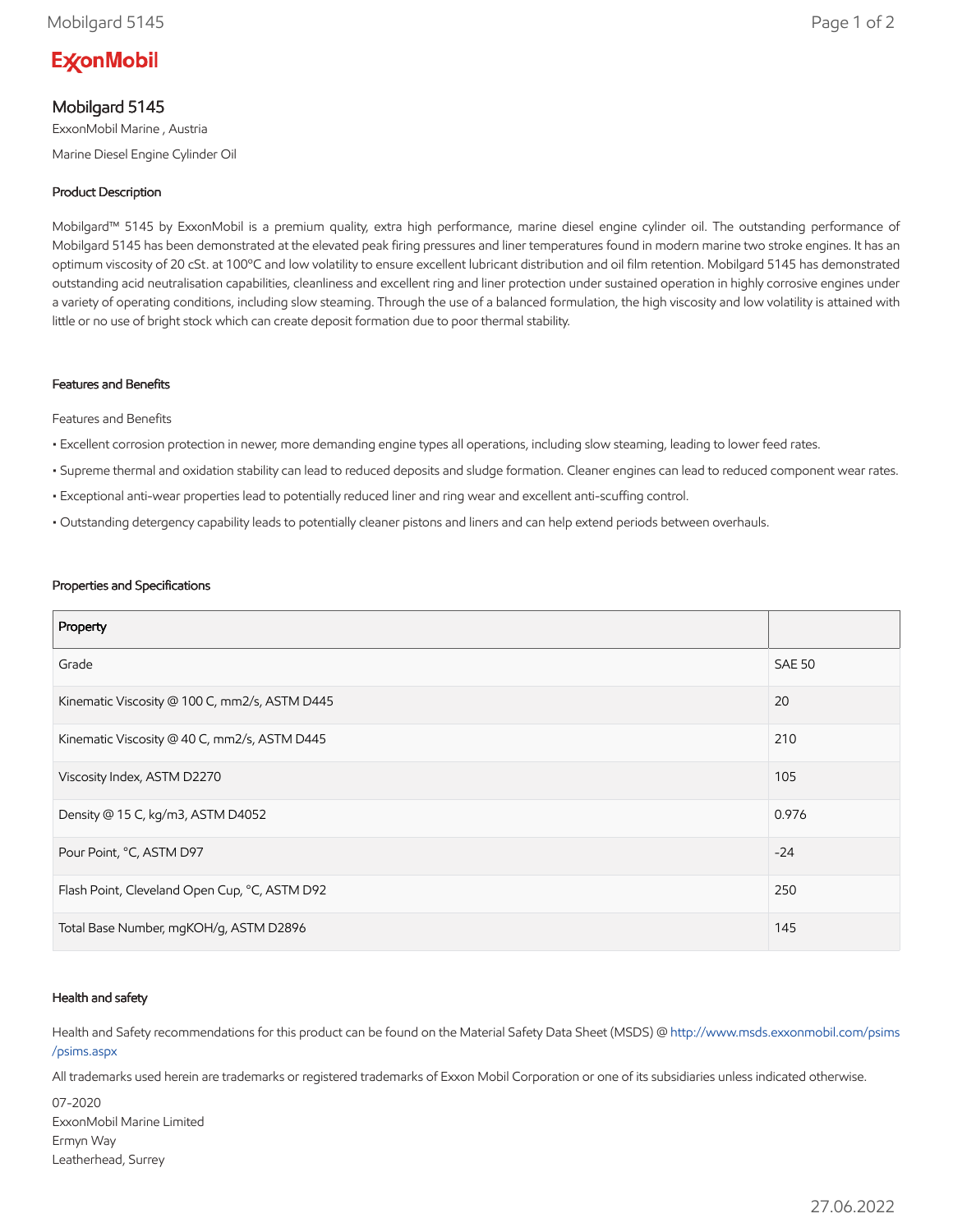ExxonMobil

# Mobilgard 5145

ExxonMobil Marine , Austria

Marine Diesel Engine Cylinder Oil

### Product Description

Mobilgard™ 5145 by ExxonMobil is a premium quality, extra high performance, marine diesel engine cylinder oil. The outstanding performance of Mobilgard 5145 has been demonstrated at the elevated peak firing pressures and liner temperatures found in modern marine two stroke engines. It has an optimum viscosity of 20 cSt. at 100°C and low volatility to ensure excellent lubricant distribution and oil film retention. Mobilgard 5145 has demonstrated outstanding acid neutralisation capabilities, cleanliness and excellent ring and liner protection under sustained operation in highly corrosive engines under a variety of operating conditions, including slow steaming. Through the use of a balanced formulation, the high viscosity and low volatility is attained with little or no use of bright stock which can create deposit formation due to poor thermal stability.

### Features and Benefits

Features and Benefits

- Excellent corrosion protection in newer, more demanding engine types all operations, including slow steaming, leading to lower feed rates.
- Supreme thermal and oxidation stability can lead to reduced deposits and sludge formation. Cleaner engines can lead to reduced component wear rates.
- Exceptional anti-wear properties lead to potentially reduced liner and ring wear and excellent anti-scuffing control.
- Outstanding detergency capability leads to potentially cleaner pistons and liners and can help extend periods between overhauls.

### Properties and Specifications

| Property | |
|---|---|
| Grade | SAE 50 |
| Kinematic Viscosity @ 100 C, mm2/s, ASTM D445 | 20 |
| Kinematic Viscosity @ 40 C, mm2/s, ASTM D445 | 210 |
| Viscosity Index, ASTM D2270 | 105 |
| Density @ 15 C, kg/m3, ASTM D4052 | 0.976 |
| Pour Point, °C, ASTM D97 | -24 |
| Flash Point, Cleveland Open Cup, °C, ASTM D92 | 250 |
| Total Base Number, mgKOH/g, ASTM D2896 | 145 |

### Health and safety

Health and Safety recommendations for this product can be found on the Material Safety Data Sheet (MSDS) @ http://www.msds.exxonmobil.com/psims/psims.aspx

All trademarks used herein are trademarks or registered trademarks of Exxon Mobil Corporation or one of its subsidiaries unless indicated otherwise.

07-2020
ExxonMobil Marine Limited
Ermyn Way
Leatherhead, Surrey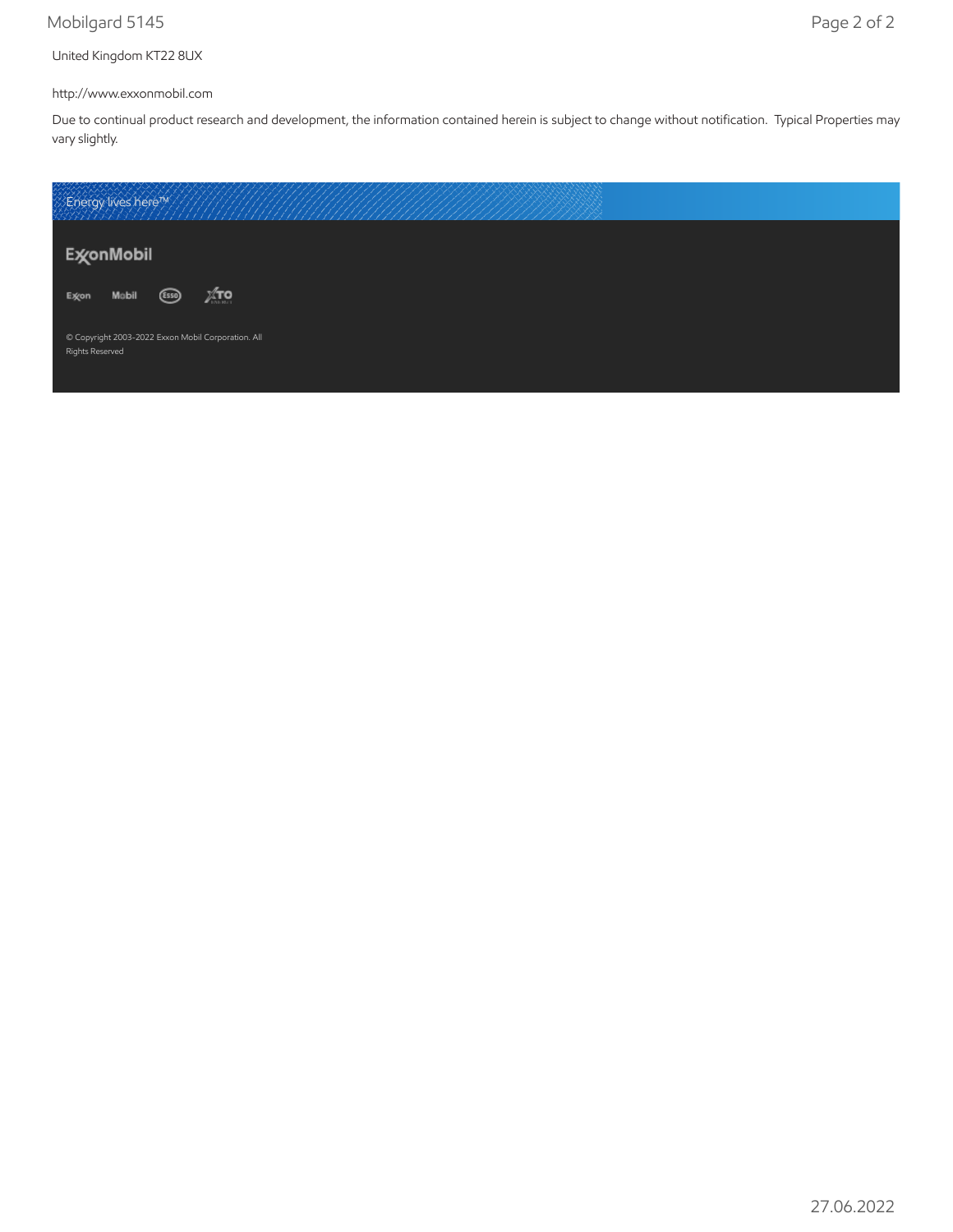United Kingdom KT22 8UX

http://www.exxonmobil.com

Due to continual product research and development, the information contained herein is subject to change without notification. Typical Properties may vary slightly.

Energy lives here™

ExxonMobil

Exxon Mobil Esso XTO

© Copyright 2003-2022 Exxon Mobil Corporation. All Rights Reserved